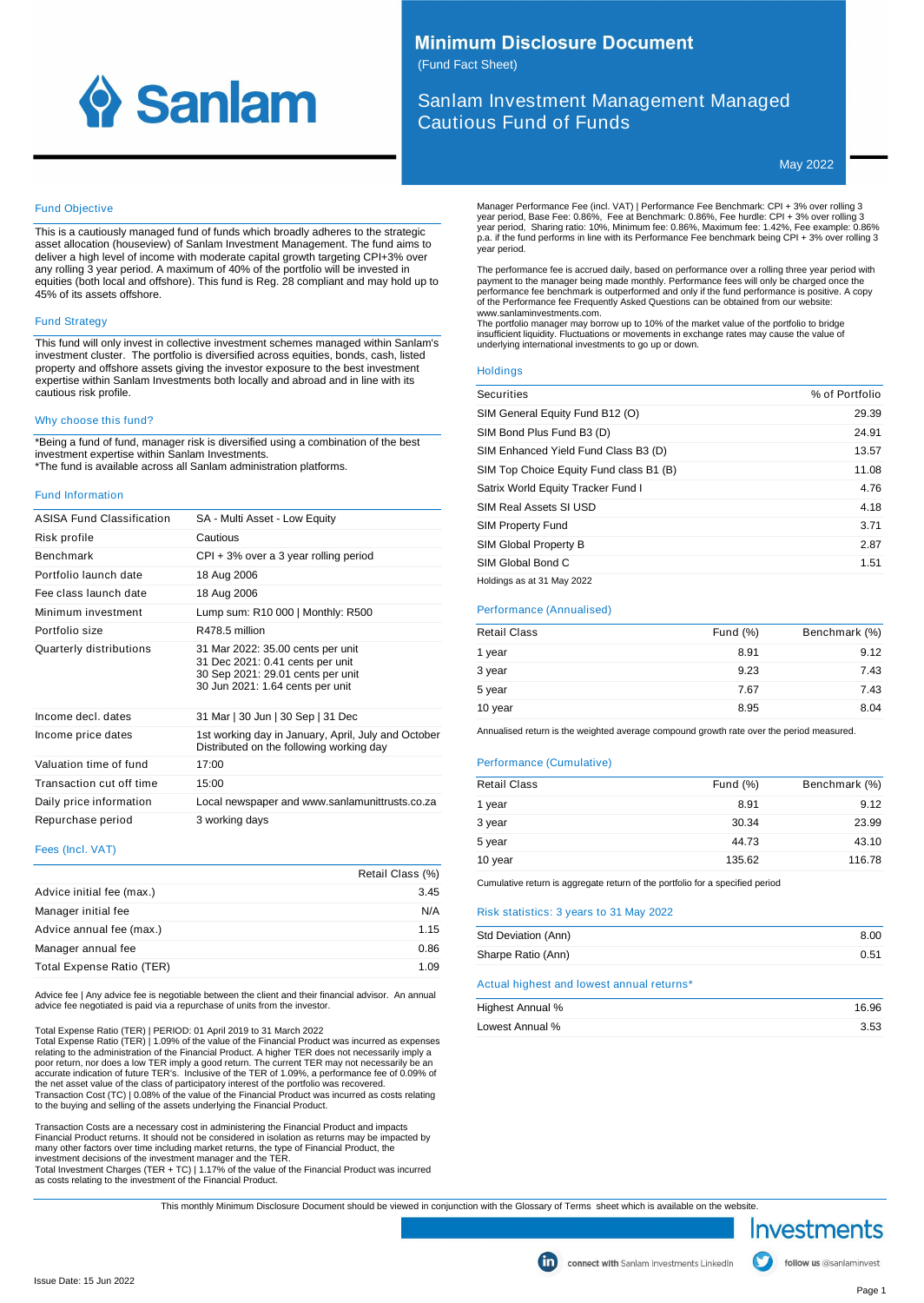# Minimum Disclosure Document

(Fund Fact Sheet)

## Sanlam Investment Management Managed Cautious Fund of Funds

May 2022

### Fund Objective

This is a cautiously managed fund of funds which broadly adheres to the strategic asset allocation (houseview) of Sanlam Investment Management. The fund aims to deliver a high level of income with moderate capital growth targeting CPI+3% over any rolling 3 year period. A maximum of 40% of the portfolio will be invested in equities (both local and offshore). This fund is Reg. 28 compliant and may hold up to 45% of its assets offshore.

### Fund Strategy

This fund will only invest in collective investment schemes managed within Sanlam's investment cluster. The portfolio is diversified across equities, bonds, cash, listed property and offshore assets giving the investor exposure to the best investment expertise within Sanlam Investments both locally and abroad and in line with its cautious risk profile.

### Why choose this fund?

*Being a fund of fund, manager risk is diversified using a combination of the best investment expertise within Sanlam Investments.
*The fund is available across all Sanlam administration platforms.

### Fund Information

| | |
|---|---|
| ASISA Fund Classification | SA - Multi Asset - Low Equity |
| Risk profile | Cautious |
| Benchmark | CPI + 3% over a 3 year rolling period |
| Portfolio launch date | 18 Aug 2006 |
| Fee class launch date | 18 Aug 2006 |
| Minimum investment | Lump sum: R10 000 \| Monthly: R500 |
| Portfolio size | R478.5 million |
| Quarterly distributions | 31 Mar 2022: 35.00 cents per unit<br>31 Dec 2021: 0.41 cents per unit<br>30 Sep 2021: 29.01 cents per unit<br>30 Jun 2021: 1.64 cents per unit |
| Income decl. dates | 31 Mar \| 30 Jun \| 30 Sep \| 31 Dec |
| Income price dates | 1st working day in January, April, July and October Distributed on the following working day |
| Valuation time of fund | 17:00 |
| Transaction cut off time | 15:00 |
| Daily price information | Local newspaper and www.sanlamunittrusts.co.za |
| Repurchase period | 3 working days |

### Fees (Incl. VAT)

| | Retail Class (%) |
|---|---|
| Advice initial fee (max.) | 3.45 |
| Manager initial fee | N/A |
| Advice annual fee (max.) | 1.15 |
| Manager annual fee | 0.86 |
| Total Expense Ratio (TER) | 1.09 |

Advice fee | Any advice fee is negotiable between the client and their financial advisor. An annual advice fee negotiated is paid via a repurchase of units from the investor.

Total Expense Ratio (TER) | PERIOD: 01 April 2019 to 31 March 2022
Total Expense Ratio (TER) | 1.09% of the value of the Financial Product was incurred as expenses relating to the administration of the Financial Product. A higher TER does not necessarily imply a poor return, nor does a low TER imply a good return. The current TER may not necessarily be an accurate indication of future TER's. Inclusive of the TER of 1.09%, a performance fee of 0.09% of the net asset value of the class of participatory interest of the portfolio was recovered.
Transaction Cost (TC) | 0.08% of the value of the Financial Product was incurred as costs relating to the buying and selling of the assets underlying the Financial Product.

Transaction Costs are a necessary cost in administering the Financial Product and impacts Financial Product returns. It should not be considered in isolation as returns may be impacted by many other factors over time including market returns, the type of Financial Product, the investment decisions of the investment manager and the TER.
Total Investment Charges (TER + TC) | 1.17% of the value of the Financial Product was incurred as costs relating to the investment of the Financial Product.

Manager Performance Fee (incl. VAT) | Performance Fee Benchmark: CPI + 3% over rolling 3 year period, Base Fee: 0.86%, Fee at Benchmark: 0.86%, Fee hurdle: CPI + 3% over rolling 3 year period, Sharing ratio: 10%, Minimum fee: 0.86%, Maximum fee: 1.42%, Fee example: 0.86% p.a. if the fund performs in line with its Performance Fee benchmark being CPI + 3% over rolling 3 year period.

The performance fee is accrued daily, based on performance over a rolling three year period with payment to the manager being made monthly. Performance fees will only be charged once the performance fee benchmark is outperformed and only if the fund performance is positive. A copy of the Performance fee Frequently Asked Questions can be obtained from our website: www.sanlaminvestments.com.
The portfolio manager may borrow up to 10% of the market value of the portfolio to bridge insufficient liquidity. Fluctuations or movements in exchange rates may cause the value of underlying international investments to go up or down.

### Holdings

| Securities | % of Portfolio |
|---|---|
| SIM General Equity Fund B12 (O) | 29.39 |
| SIM Bond Plus Fund B3 (D) | 24.91 |
| SIM Enhanced Yield Fund Class B3 (D) | 13.57 |
| SIM Top Choice Equity Fund class B1 (B) | 11.08 |
| Satrix World Equity Tracker Fund I | 4.76 |
| SIM Real Assets SI USD | 4.18 |
| SIM Property Fund | 3.71 |
| SIM Global Property B | 2.87 |
| SIM Global Bond C | 1.51 |

Holdings as at 31 May 2022

### Performance (Annualised)

| Retail Class | Fund (%) | Benchmark (%) |
|---|---|---|
| 1 year | 8.91 | 9.12 |
| 3 year | 9.23 | 7.43 |
| 5 year | 7.67 | 7.43 |
| 10 year | 8.95 | 8.04 |

Annualised return is the weighted average compound growth rate over the period measured.

### Performance (Cumulative)

| Retail Class | Fund (%) | Benchmark (%) |
|---|---|---|
| 1 year | 8.91 | 9.12 |
| 3 year | 30.34 | 23.99 |
| 5 year | 44.73 | 43.10 |
| 10 year | 135.62 | 116.78 |

Cumulative return is aggregate return of the portfolio for a specified period

### Risk statistics: 3 years to 31 May 2022

| | |
|---|---|
| Std Deviation (Ann) | 8.00 |
| Sharpe Ratio (Ann) | 0.51 |

### Actual highest and lowest annual returns*

| | |
|---|---|
| Highest Annual % | 16.96 |
| Lowest Annual % | 3.53 |

This monthly Minimum Disclosure Document should be viewed in conjunction with the Glossary of Terms sheet which is available on the website.

Investments

connect with Sanlam Investments LinkedIn

follow us @sanlaminvest

Issue Date: 15 Jun 2022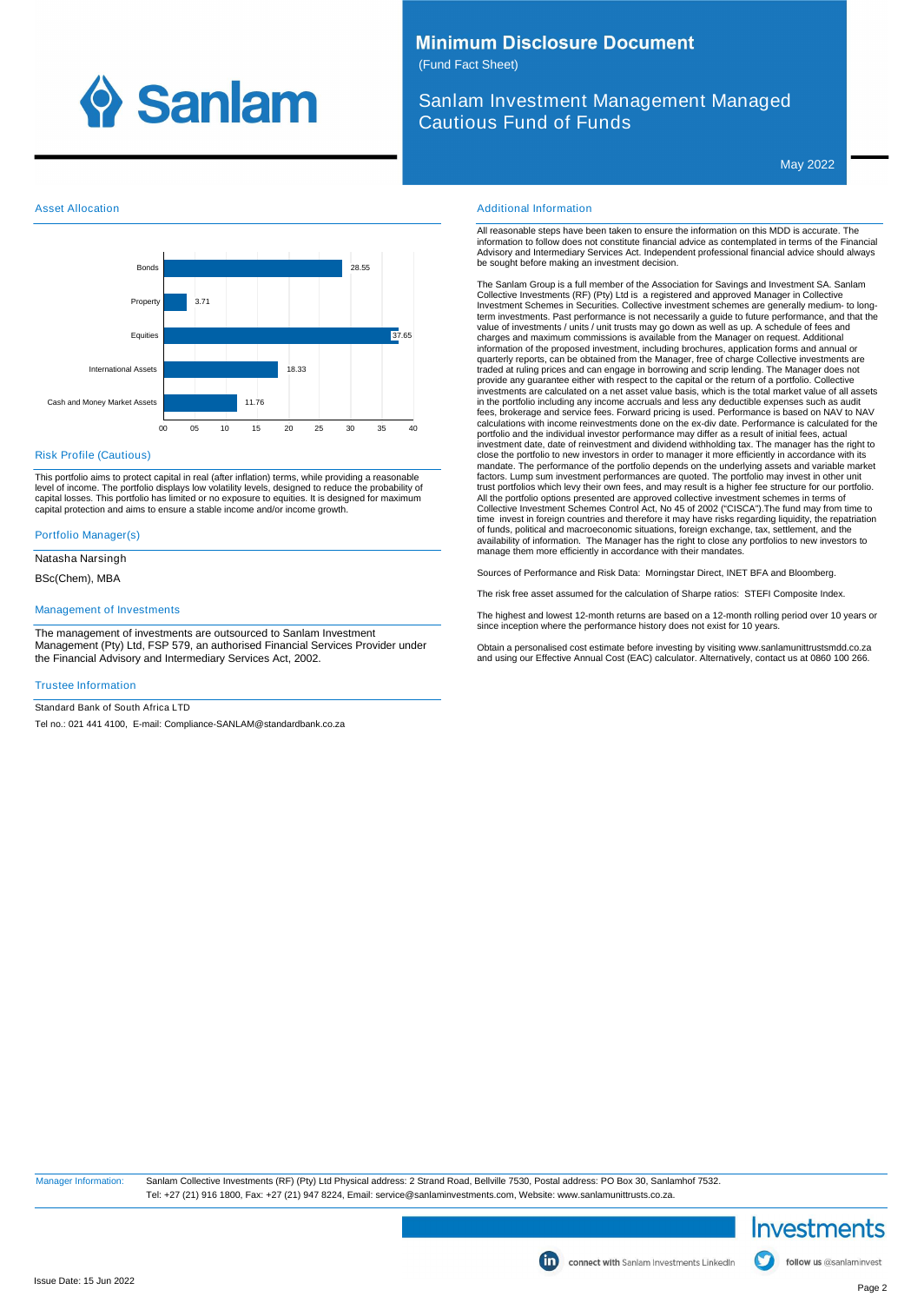# Minimum Disclosure Document

(Fund Fact Sheet)

## Sanlam Investment Management Managed Cautious Fund of Funds

May 2022

### Asset Allocation

Bonds 28.55
Property 3.71
Equities 37.65
International Assets 18.33
Cash and Money Market Assets 11.76

00 05 10 15 20 25 30 35 40

### Risk Profile (Cautious)

This portfolio aims to protect capital in real (after inflation) terms, while providing a reasonable level of income. The portfolio displays low volatility levels, designed to reduce the probability of capital losses. This portfolio has limited or no exposure to equities. It is designed for maximum capital protection and aims to ensure a stable income and/or income growth.

### Portfolio Manager(s)

Natasha Narsingh

BSc(Chem), MBA

### Management of Investments

The management of investments are outsourced to Sanlam Investment Management (Pty) Ltd, FSP 579, an authorised Financial Services Provider under the Financial Advisory and Intermediary Services Act, 2002.

### Trustee Information

Standard Bank of South Africa LTD

Tel no.: 021 441 4100, E-mail: Compliance-SANLAM@standardbank.co.za

### Additional Information

All reasonable steps have been taken to ensure the information on this MDD is accurate. The information to follow does not constitute financial advice as contemplated in terms of the Financial Advisory and Intermediary Services Act. Independent professional financial advice should always be sought before making an investment decision.

The Sanlam Group is a full member of the Association for Savings and Investment SA. Sanlam Collective Investments (RF) (Pty) Ltd is a registered and approved Manager in Collective Investment Schemes in Securities. Collective investment schemes are generally medium- to long-term investments. Past performance is not necessarily a guide to future performance, and that the value of investments / units / unit trusts may go down as well as up. A schedule of fees and charges and maximum commissions is available from the Manager on request. Additional information of the proposed investment, including brochures, application forms and annual or quarterly reports, can be obtained from the Manager, free of charge Collective investments are traded at ruling prices and can engage in borrowing and scrip lending. The Manager does not provide any guarantee either with respect to the capital or the return of a portfolio. Collective investments are calculated on a net asset value basis, which is the total market value of all assets in the portfolio including any income accruals and less any deductible expenses such as audit fees, brokerage and service fees. Forward pricing is used. Performance is based on NAV to NAV calculations with income reinvestments done on the ex-div date. Performance is calculated for the portfolio and the individual investor performance may differ as a result of initial fees, actual investment date, date of reinvestment and dividend withholding tax. The manager has the right to close the portfolio to new investors in order to manager it more efficiently in accordance with its mandate. The performance of the portfolio depends on the underlying assets and variable market factors. Lump sum investment performances are quoted. The portfolio may invest in other unit trust portfolios which levy their own fees, and may result is a higher fee structure for our portfolio. All the portfolio options presented are approved collective investment schemes in terms of Collective Investment Schemes Control Act, No 45 of 2002 ("CISCA").The fund may from time to time invest in foreign countries and therefore it may have risks regarding liquidity, the repatriation of funds, political and macroeconomic situations, foreign exchange, tax, settlement, and the availability of information. The Manager has the right to close any portfolios to new investors to manage them more efficiently in accordance with their mandates.

Sources of Performance and Risk Data: Morningstar Direct, INET BFA and Bloomberg.

The risk free asset assumed for the calculation of Sharpe ratios: STEFI Composite Index.

The highest and lowest 12-month returns are based on a 12-month rolling period over 10 years or since inception where the performance history does not exist for 10 years.

Obtain a personalised cost estimate before investing by visiting www.sanlamunittrustsmdd.co.za and using our Effective Annual Cost (EAC) calculator. Alternatively, contact us at 0860 100 266.

Manager Information: Sanlam Collective Investments (RF) (Pty) Ltd Physical address: 2 Strand Road, Bellville 7530, Postal address: PO Box 30, Sanlamhof 7532. Tel: +27 (21) 916 1800, Fax: +27 (21) 947 8224, Email: service@sanlaminvestments.com, Website: www.sanlamunittrusts.co.za.

Investments

connect with Sanlam Investments LinkedIn

follow us @sanlaminvest

Issue Date: 15 Jun 2022